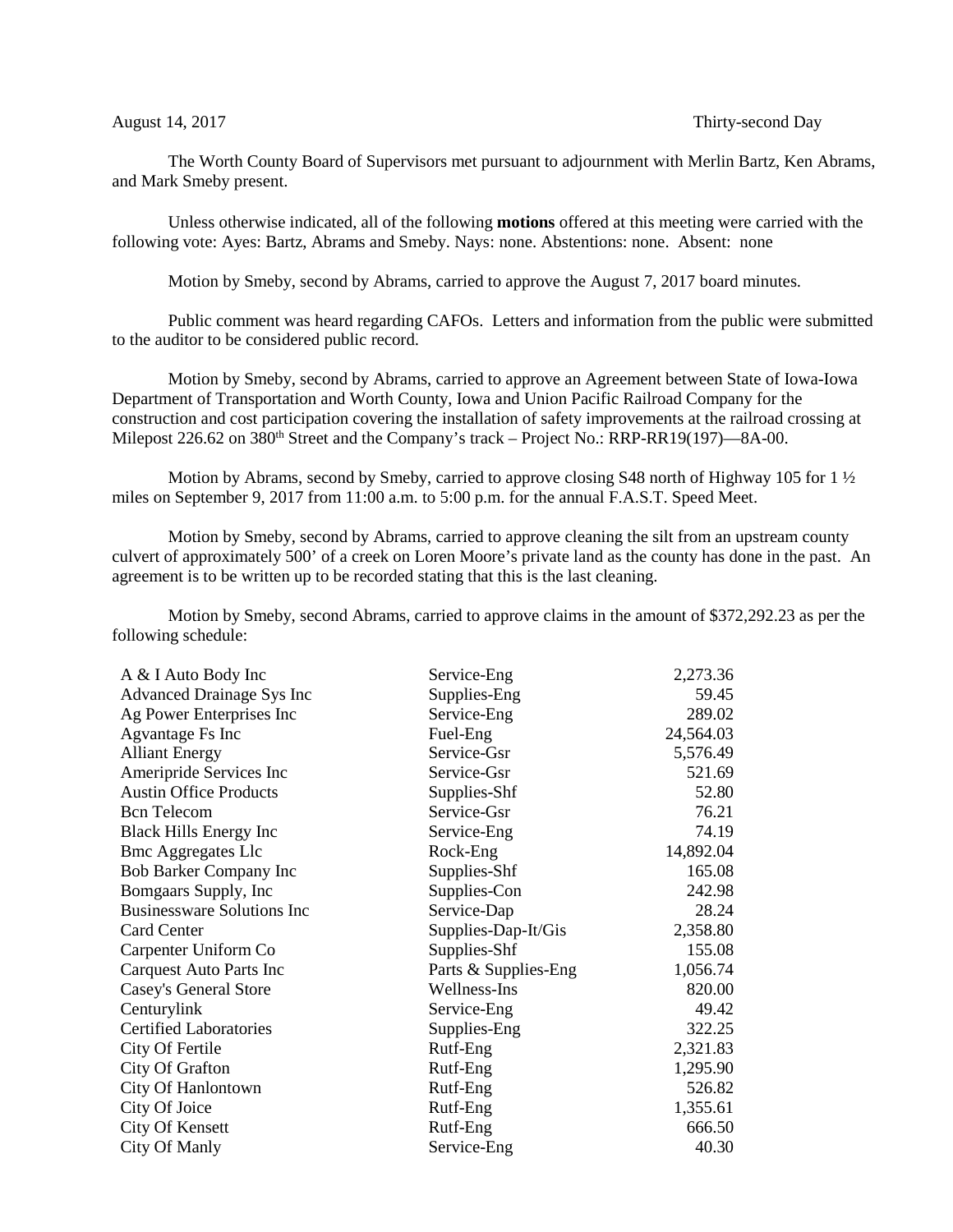August 14, 2017 Thirty-second Day

The Worth County Board of Supervisors met pursuant to adjournment with Merlin Bartz, Ken Abrams, and Mark Smeby present.

Unless otherwise indicated, all of the following **motions** offered at this meeting were carried with the following vote: Ayes: Bartz, Abrams and Smeby. Nays: none. Abstentions: none. Absent: none

Motion by Smeby, second by Abrams, carried to approve the August 7, 2017 board minutes.

Public comment was heard regarding CAFOs. Letters and information from the public were submitted to the auditor to be considered public record.

Motion by Smeby, second by Abrams, carried to approve an Agreement between State of Iowa-Iowa Department of Transportation and Worth County, Iowa and Union Pacific Railroad Company for the construction and cost participation covering the installation of safety improvements at the railroad crossing at Milepost 226.62 on 380th Street and the Company's track – Project No.: RRP-RR19(197)—8A-00.

Motion by Abrams, second by Smeby, carried to approve closing S48 north of Highway 105 for 1 ½ miles on September 9, 2017 from 11:00 a.m. to 5:00 p.m. for the annual F.A.S.T. Speed Meet.

Motion by Smeby, second by Abrams, carried to approve cleaning the silt from an upstream county culvert of approximately 500' of a creek on Loren Moore's private land as the county has done in the past. An agreement is to be written up to be recorded stating that this is the last cleaning.

Motion by Smeby, second Abrams, carried to approve claims in the amount of $372,292.23 as per the following schedule:

| | | |
|---|---|---:|
| A & I Auto Body Inc | Service-Eng | 2,273.36 |
| Advanced Drainage Sys Inc | Supplies-Eng | 59.45 |
| Ag Power Enterprises Inc | Service-Eng | 289.02 |
| Agvantage Fs Inc | Fuel-Eng | 24,564.03 |
| Alliant Energy | Service-Gsr | 5,576.49 |
| Ameripride Services Inc | Service-Gsr | 521.69 |
| Austin Office Products | Supplies-Shf | 52.80 |
| Bcn Telecom | Service-Gsr | 76.21 |
| Black Hills Energy Inc | Service-Eng | 74.19 |
| Bmc Aggregates Llc | Rock-Eng | 14,892.04 |
| Bob Barker Company Inc | Supplies-Shf | 165.08 |
| Bomgaars Supply, Inc | Supplies-Con | 242.98 |
| Businessware Solutions Inc | Service-Dap | 28.24 |
| Card Center | Supplies-Dap-It/Gis | 2,358.80 |
| Carpenter Uniform Co | Supplies-Shf | 155.08 |
| Carquest Auto Parts Inc | Parts & Supplies-Eng | 1,056.74 |
| Casey's General Store | Wellness-Ins | 820.00 |
| Centurylink | Service-Eng | 49.42 |
| Certified Laboratories | Supplies-Eng | 322.25 |
| City Of Fertile | Rutf-Eng | 2,321.83 |
| City Of Grafton | Rutf-Eng | 1,295.90 |
| City Of Hanlontown | Rutf-Eng | 526.82 |
| City Of Joice | Rutf-Eng | 1,355.61 |
| City Of Kensett | Rutf-Eng | 666.50 |
| City Of Manly | Service-Eng | 40.30 |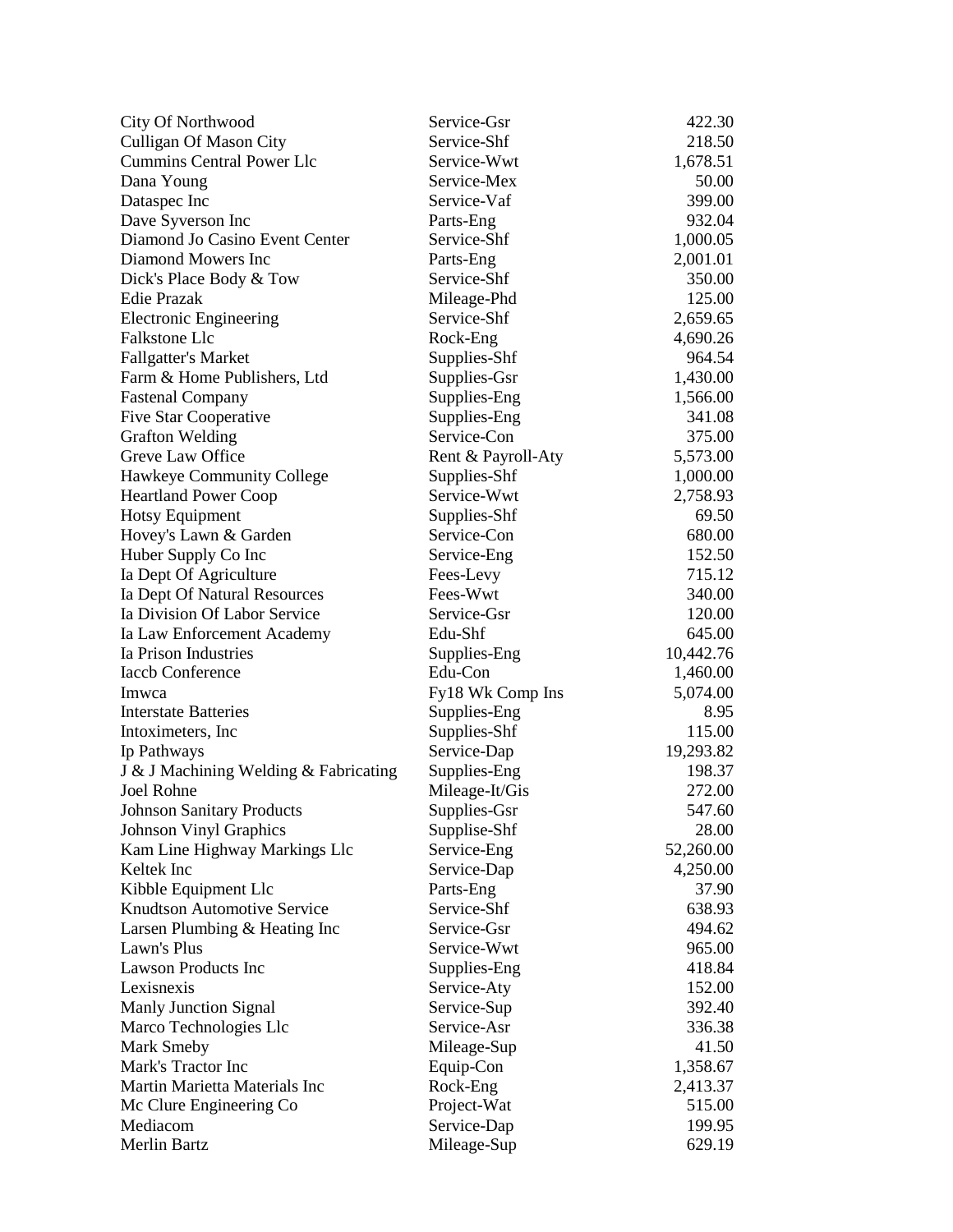| | | |
|---|---|---|
| City Of Northwood | Service-Gsr | 422.30 |
| Culligan Of Mason City | Service-Shf | 218.50 |
| Cummins Central Power Llc | Service-Wwt | 1,678.51 |
| Dana Young | Service-Mex | 50.00 |
| Dataspec Inc | Service-Vaf | 399.00 |
| Dave Syverson Inc | Parts-Eng | 932.04 |
| Diamond Jo Casino Event Center | Service-Shf | 1,000.05 |
| Diamond Mowers Inc | Parts-Eng | 2,001.01 |
| Dick's Place Body & Tow | Service-Shf | 350.00 |
| Edie Prazak | Mileage-Phd | 125.00 |
| Electronic Engineering | Service-Shf | 2,659.65 |
| Falkstone Llc | Rock-Eng | 4,690.26 |
| Fallgatter's Market | Supplies-Shf | 964.54 |
| Farm & Home Publishers, Ltd | Supplies-Gsr | 1,430.00 |
| Fastenal Company | Supplies-Eng | 1,566.00 |
| Five Star Cooperative | Supplies-Eng | 341.08 |
| Grafton Welding | Service-Con | 375.00 |
| Greve Law Office | Rent & Payroll-Aty | 5,573.00 |
| Hawkeye Community College | Supplies-Shf | 1,000.00 |
| Heartland Power Coop | Service-Wwt | 2,758.93 |
| Hotsy Equipment | Supplies-Shf | 69.50 |
| Hovey's Lawn & Garden | Service-Con | 680.00 |
| Huber Supply Co Inc | Service-Eng | 152.50 |
| Ia Dept Of Agriculture | Fees-Levy | 715.12 |
| Ia Dept Of Natural Resources | Fees-Wwt | 340.00 |
| Ia Division Of Labor Service | Service-Gsr | 120.00 |
| Ia Law Enforcement Academy | Edu-Shf | 645.00 |
| Ia Prison Industries | Supplies-Eng | 10,442.76 |
| Iaccb Conference | Edu-Con | 1,460.00 |
| Imwca | Fy18 Wk Comp Ins | 5,074.00 |
| Interstate Batteries | Supplies-Eng | 8.95 |
| Intoximeters, Inc | Supplies-Shf | 115.00 |
| Ip Pathways | Service-Dap | 19,293.82 |
| J & J Machining Welding & Fabricating | Supplies-Eng | 198.37 |
| Joel Rohne | Mileage-It/Gis | 272.00 |
| Johnson Sanitary Products | Supplies-Gsr | 547.60 |
| Johnson Vinyl Graphics | Supplise-Shf | 28.00 |
| Kam Line Highway Markings Llc | Service-Eng | 52,260.00 |
| Keltek Inc | Service-Dap | 4,250.00 |
| Kibble Equipment Llc | Parts-Eng | 37.90 |
| Knudtson Automotive Service | Service-Shf | 638.93 |
| Larsen Plumbing & Heating Inc | Service-Gsr | 494.62 |
| Lawn's Plus | Service-Wwt | 965.00 |
| Lawson Products Inc | Supplies-Eng | 418.84 |
| Lexisnexis | Service-Aty | 152.00 |
| Manly Junction Signal | Service-Sup | 392.40 |
| Marco Technologies Llc | Service-Asr | 336.38 |
| Mark Smeby | Mileage-Sup | 41.50 |
| Mark's Tractor Inc | Equip-Con | 1,358.67 |
| Martin Marietta Materials Inc | Rock-Eng | 2,413.37 |
| Mc Clure Engineering Co | Project-Wat | 515.00 |
| Mediacom | Service-Dap | 199.95 |
| Merlin Bartz | Mileage-Sup | 629.19 |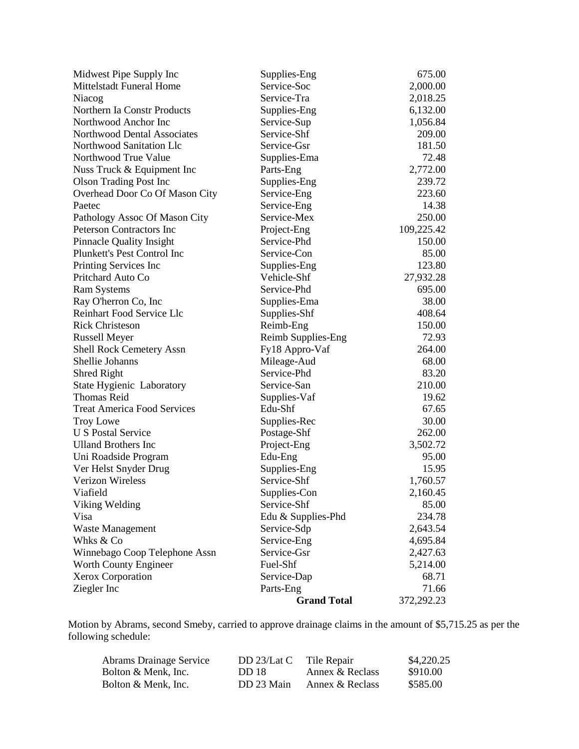| | | |
|---|---|---|
| Midwest Pipe Supply Inc | Supplies-Eng | 675.00 |
| Mittelstadt Funeral Home | Service-Soc | 2,000.00 |
| Niacog | Service-Tra | 2,018.25 |
| Northern Ia Constr Products | Supplies-Eng | 6,132.00 |
| Northwood Anchor Inc | Service-Sup | 1,056.84 |
| Northwood Dental Associates | Service-Shf | 209.00 |
| Northwood Sanitation Llc | Service-Gsr | 181.50 |
| Northwood True Value | Supplies-Ema | 72.48 |
| Nuss Truck & Equipment Inc | Parts-Eng | 2,772.00 |
| Olson Trading Post Inc | Supplies-Eng | 239.72 |
| Overhead Door Co Of Mason City | Service-Eng | 223.60 |
| Paetec | Service-Eng | 14.38 |
| Pathology Assoc Of Mason City | Service-Mex | 250.00 |
| Peterson Contractors Inc | Project-Eng | 109,225.42 |
| Pinnacle Quality Insight | Service-Phd | 150.00 |
| Plunkett's Pest Control Inc | Service-Con | 85.00 |
| Printing Services Inc | Supplies-Eng | 123.80 |
| Pritchard Auto Co | Vehicle-Shf | 27,932.28 |
| Ram Systems | Service-Phd | 695.00 |
| Ray O'herron Co, Inc | Supplies-Ema | 38.00 |
| Reinhart Food Service Llc | Supplies-Shf | 408.64 |
| Rick Christeson | Reimb-Eng | 150.00 |
| Russell Meyer | Reimb Supplies-Eng | 72.93 |
| Shell Rock Cemetery Assn | Fy18 Appro-Vaf | 264.00 |
| Shellie Johanns | Mileage-Aud | 68.00 |
| Shred Right | Service-Phd | 83.20 |
| State Hygienic Laboratory | Service-San | 210.00 |
| Thomas Reid | Supplies-Vaf | 19.62 |
| Treat America Food Services | Edu-Shf | 67.65 |
| Troy Lowe | Supplies-Rec | 30.00 |
| U S Postal Service | Postage-Shf | 262.00 |
| Ulland Brothers Inc | Project-Eng | 3,502.72 |
| Uni Roadside Program | Edu-Eng | 95.00 |
| Ver Helst Snyder Drug | Supplies-Eng | 15.95 |
| Verizon Wireless | Service-Shf | 1,760.57 |
| Viafield | Supplies-Con | 2,160.45 |
| Viking Welding | Service-Shf | 85.00 |
| Visa | Edu & Supplies-Phd | 234.78 |
| Waste Management | Service-Sdp | 2,643.54 |
| Whks & Co | Service-Eng | 4,695.84 |
| Winnebago Coop Telephone Assn | Service-Gsr | 2,427.63 |
| Worth County Engineer | Fuel-Shf | 5,214.00 |
| Xerox Corporation | Service-Dap | 68.71 |
| Ziegler Inc | Parts-Eng | 71.66 |
| | **Grand Total** | 372,292.23 |

Motion by Abrams, second Smeby, carried to approve drainage claims in the amount of $5,715.25 as per the following schedule:

| | | | |
|---|---|---|---|
| Abrams Drainage Service | DD 23/Lat C | Tile Repair | $4,220.25 |
| Bolton & Menk, Inc. | DD 18 | Annex & Reclass | $910.00 |
| Bolton & Menk, Inc. | DD 23 Main | Annex & Reclass | $585.00 |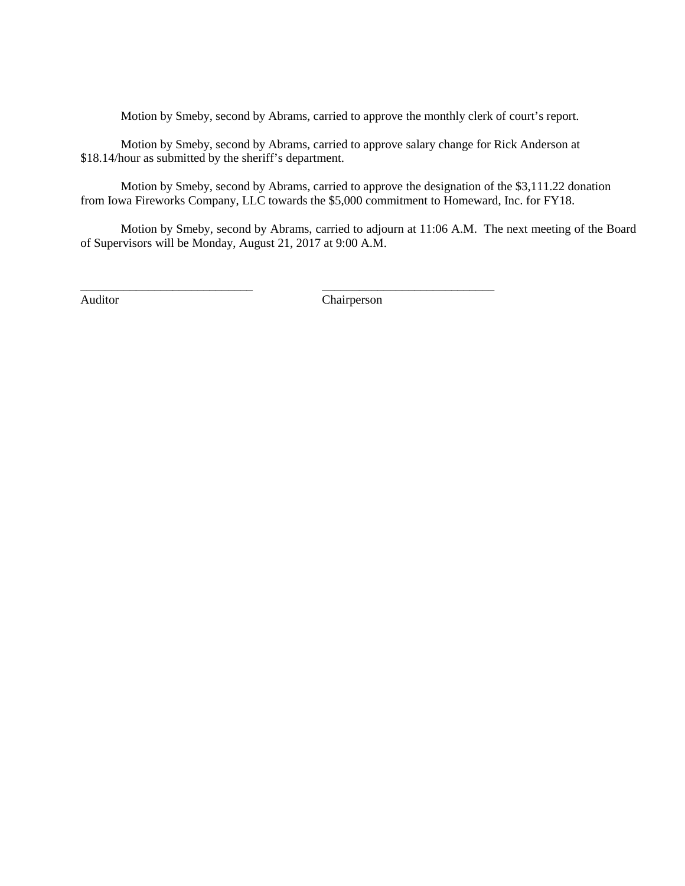Motion by Smeby, second by Abrams, carried to approve the monthly clerk of court's report.

Motion by Smeby, second by Abrams, carried to approve salary change for Rick Anderson at $18.14/hour as submitted by the sheriff's department.

Motion by Smeby, second by Abrams, carried to approve the designation of the $3,111.22 donation from Iowa Fireworks Company, LLC towards the $5,000 commitment to Homeward, Inc. for FY18.

Motion by Smeby, second by Abrams, carried to adjourn at 11:06 A.M. The next meeting of the Board of Supervisors will be Monday, August 21, 2017 at 9:00 A.M.

_____________________________ _____________________________

Auditor Chairperson